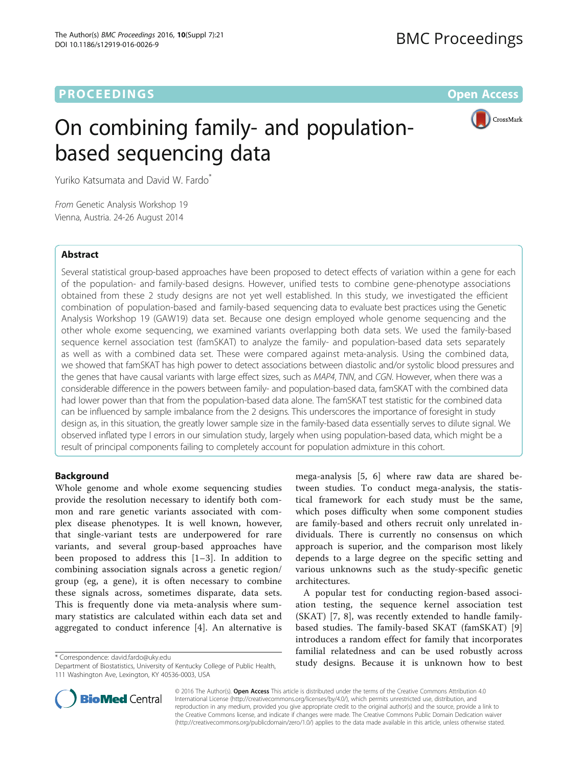PROCEEDINGS

Open Access

# On combining family- and population-based sequencing data

Yuriko Katsumata and David W. Fardo*

*From* Genetic Analysis Workshop 19
Vienna, Austria. 24-26 August 2014

## Abstract

Several statistical group-based approaches have been proposed to detect effects of variation within a gene for each of the population- and family-based designs. However, unified tests to combine gene-phenotype associations obtained from these 2 study designs are not yet well established. In this study, we investigated the efficient combination of population-based and family-based sequencing data to evaluate best practices using the Genetic Analysis Workshop 19 (GAW19) data set. Because one design employed whole genome sequencing and the other whole exome sequencing, we examined variants overlapping both data sets. We used the family-based sequence kernel association test (famSKAT) to analyze the family- and population-based data sets separately as well as with a combined data set. These were compared against meta-analysis. Using the combined data, we showed that famSKAT has high power to detect associations between diastolic and/or systolic blood pressures and the genes that have causal variants with large effect sizes, such as *MAP4*, *TNN*, and *CGN*. However, when there was a considerable difference in the powers between family- and population-based data, famSKAT with the combined data had lower power than that from the population-based data alone. The famSKAT test statistic for the combined data can be influenced by sample imbalance from the 2 designs. This underscores the importance of foresight in study design as, in this situation, the greatly lower sample size in the family-based data essentially serves to dilute signal. We observed inflated type I errors in our simulation study, largely when using population-based data, which might be a result of principal components failing to completely account for population admixture in this cohort.

## Background

Whole genome and whole exome sequencing studies provide the resolution necessary to identify both common and rare genetic variants associated with complex disease phenotypes. It is well known, however, that single-variant tests are underpowered for rare variants, and several group-based approaches have been proposed to address this [1–3]. In addition to combining association signals across a genetic region/group (eg, a gene), it is often necessary to combine these signals across, sometimes disparate, data sets. This is frequently done via meta-analysis where summary statistics are calculated within each data set and aggregated to conduct inference [4]. An alternative is mega-analysis [5, 6] where raw data are shared between studies. To conduct mega-analysis, the statistical framework for each study must be the same, which poses difficulty when some component studies are family-based and others recruit only unrelated individuals. There is currently no consensus on which approach is superior, and the comparison most likely depends to a large degree on the specific setting and various unknowns such as the study-specific genetic architectures.

A popular test for conducting region-based association testing, the sequence kernel association test (SKAT) [7, 8], was recently extended to handle family-based studies. The family-based SKAT (famSKAT) [9] introduces a random effect for family that incorporates familial relatedness and can be used robustly across study designs. Because it is unknown how to best

* Correspondence: david.fardo@uky.edu
Department of Biostatistics, University of Kentucky College of Public Health, 111 Washington Ave, Lexington, KY 40536-0003, USA

© 2016 The Author(s). **Open Access** This article is distributed under the terms of the Creative Commons Attribution 4.0 International License (http://creativecommons.org/licenses/by/4.0/), which permits unrestricted use, distribution, and reproduction in any medium, provided you give appropriate credit to the original author(s) and the source, provide a link to the Creative Commons license, and indicate if changes were made. The Creative Commons Public Domain Dedication waiver (http://creativecommons.org/publicdomain/zero/1.0/) applies to the data made available in this article, unless otherwise stated.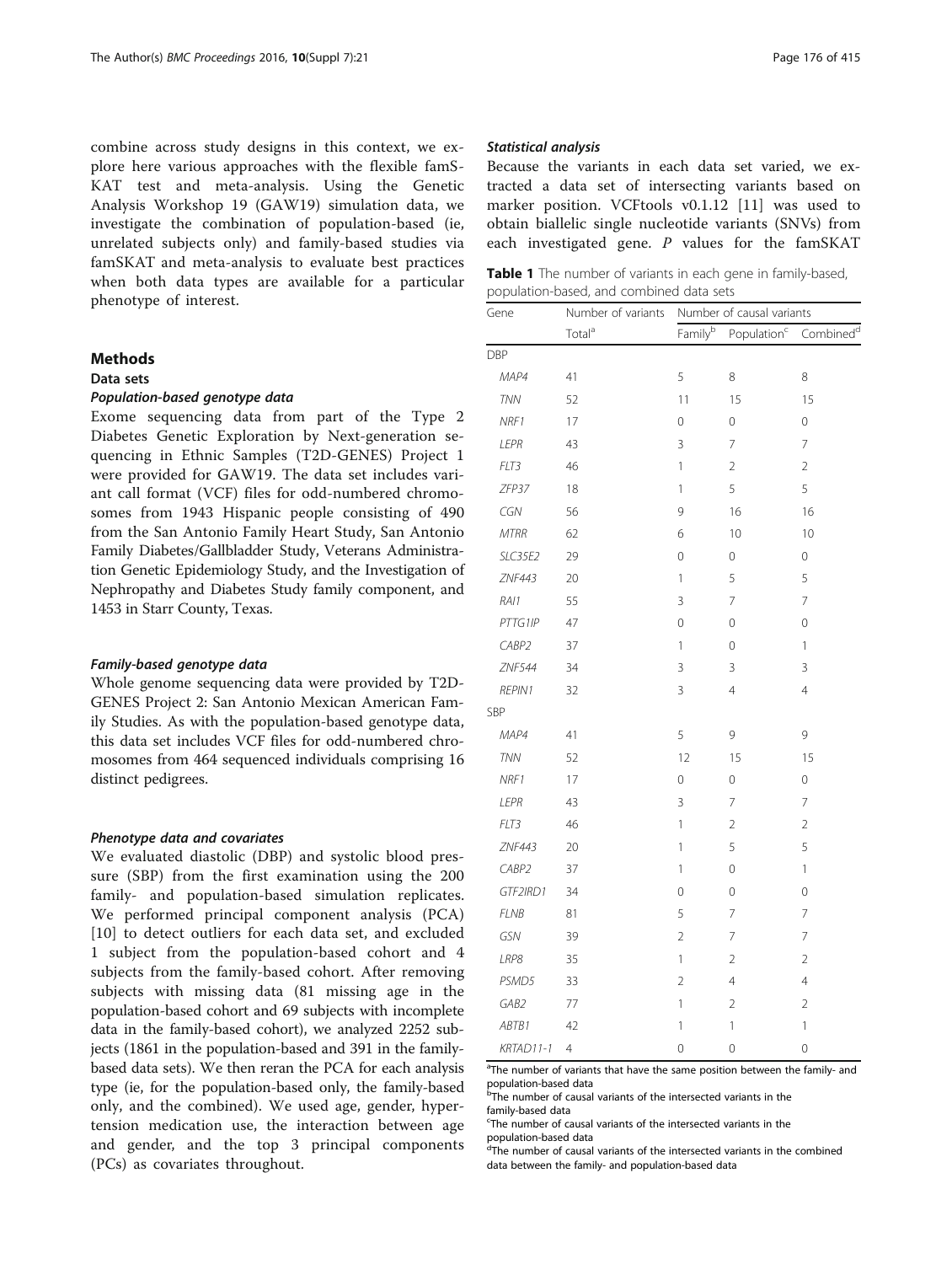combine across study designs in this context, we explore here various approaches with the flexible famSKAT test and meta-analysis. Using the Genetic Analysis Workshop 19 (GAW19) simulation data, we investigate the combination of population-based (ie, unrelated subjects only) and family-based studies via famSKAT and meta-analysis to evaluate best practices when both data types are available for a particular phenotype of interest.

## Methods

### Data sets

#### Population-based genotype data

Exome sequencing data from part of the Type 2 Diabetes Genetic Exploration by Next-generation sequencing in Ethnic Samples (T2D-GENES) Project 1 were provided for GAW19. The data set includes variant call format (VCF) files for odd-numbered chromosomes from 1943 Hispanic people consisting of 490 from the San Antonio Family Heart Study, San Antonio Family Diabetes/Gallbladder Study, Veterans Administration Genetic Epidemiology Study, and the Investigation of Nephropathy and Diabetes Study family component, and 1453 in Starr County, Texas.

#### Family-based genotype data

Whole genome sequencing data were provided by T2D-GENES Project 2: San Antonio Mexican American Family Studies. As with the population-based genotype data, this data set includes VCF files for odd-numbered chromosomes from 464 sequenced individuals comprising 16 distinct pedigrees.

#### Phenotype data and covariates

We evaluated diastolic (DBP) and systolic blood pressure (SBP) from the first examination using the 200 family- and population-based simulation replicates. We performed principal component analysis (PCA) [10] to detect outliers for each data set, and excluded 1 subject from the population-based cohort and 4 subjects from the family-based cohort. After removing subjects with missing data (81 missing age in the population-based cohort and 69 subjects with incomplete data in the family-based cohort), we analyzed 2252 subjects (1861 in the population-based and 391 in the family-based data sets). We then reran the PCA for each analysis type (ie, for the population-based only, the family-based only, and the combined). We used age, gender, hypertension medication use, the interaction between age and gender, and the top 3 principal components (PCs) as covariates throughout.

### Statistical analysis

Because the variants in each data set varied, we extracted a data set of intersecting variants based on marker position. VCFtools v0.1.12 [11] was used to obtain biallelic single nucleotide variants (SNVs) from each investigated gene. *P* values for the famSKAT

**Table 1** The number of variants in each gene in family-based, population-based, and combined data sets

| Gene | Number of variants | Number of causal variants | | |
|---|---|---|---|---|
| | Total[a] | Family[b] | Population[c] | Combined[d] |
| DBP | | | | |
| *MAP4* | 41 | 5 | 8 | 8 |
| *TNN* | 52 | 11 | 15 | 15 |
| *NRF1* | 17 | 0 | 0 | 0 |
| *LEPR* | 43 | 3 | 7 | 7 |
| *FLT3* | 46 | 1 | 2 | 2 |
| *ZFP37* | 18 | 1 | 5 | 5 |
| *CGN* | 56 | 9 | 16 | 16 |
| *MTRR* | 62 | 6 | 10 | 10 |
| *SLC35E2* | 29 | 0 | 0 | 0 |
| *ZNF443* | 20 | 1 | 5 | 5 |
| *RAI1* | 55 | 3 | 7 | 7 |
| *PTTG1IP* | 47 | 0 | 0 | 0 |
| *CABP2* | 37 | 1 | 0 | 1 |
| *ZNF544* | 34 | 3 | 3 | 3 |
| *REPIN1* | 32 | 3 | 4 | 4 |
| SBP | | | | |
| *MAP4* | 41 | 5 | 9 | 9 |
| *TNN* | 52 | 12 | 15 | 15 |
| *NRF1* | 17 | 0 | 0 | 0 |
| *LEPR* | 43 | 3 | 7 | 7 |
| *FLT3* | 46 | 1 | 2 | 2 |
| *ZNF443* | 20 | 1 | 5 | 5 |
| *CABP2* | 37 | 1 | 0 | 1 |
| *GTF2IRD1* | 34 | 0 | 0 | 0 |
| *FLNB* | 81 | 5 | 7 | 7 |
| *GSN* | 39 | 2 | 7 | 7 |
| *LRP8* | 35 | 1 | 2 | 2 |
| *PSMD5* | 33 | 2 | 4 | 4 |
| *GAB2* | 77 | 1 | 2 | 2 |
| *ABTB1* | 42 | 1 | 1 | 1 |
| *KRTAD11-1* | 4 | 0 | 0 | 0 |

[a]The number of variants that have the same position between the family- and population-based data

[b]The number of causal variants of the intersected variants in the family-based data

[c]The number of causal variants of the intersected variants in the population-based data

[d]The number of causal variants of the intersected variants in the combined data between the family- and population-based data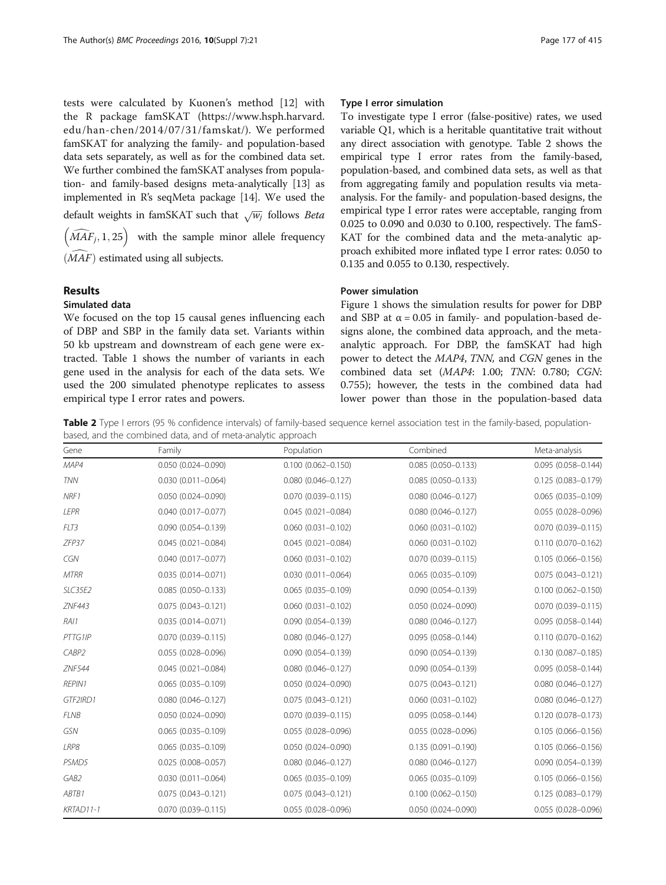tests were calculated by Kuonen's method [12] with the R package famSKAT (https://www.hsph.harvard.edu/han-chen/2014/07/31/famskat/). We performed famSKAT for analyzing the family- and population-based data sets separately, as well as for the combined data set. We further combined the famSKAT analyses from population- and family-based designs meta-analytically [13] as implemented in R's seqMeta package [14]. We used the default weights in famSKAT such that $\sqrt{w_j}$ follows $Beta\left(\widehat{MAF}_j, 1, 25\right)$ with the sample minor allele frequency ($\widehat{MAF}$) estimated using all subjects.

## Results

### Simulated data

We focused on the top 15 causal genes influencing each of DBP and SBP in the family data set. Variants within 50 kb upstream and downstream of each gene were extracted. Table 1 shows the number of variants in each gene used in the analysis for each of the data sets. We used the 200 simulated phenotype replicates to assess empirical type I error rates and powers.

### Type I error simulation

To investigate type I error (false-positive) rates, we used variable Q1, which is a heritable quantitative trait without any direct association with genotype. Table 2 shows the empirical type I error rates from the family-based, population-based, and combined data sets, as well as that from aggregating family and population results via meta-analysis. For the family- and population-based designs, the empirical type I error rates were acceptable, ranging from 0.025 to 0.090 and 0.030 to 0.100, respectively. The famSKAT for the combined data and the meta-analytic approach exhibited more inflated type I error rates: 0.050 to 0.135 and 0.055 to 0.130, respectively.

### Power simulation

Figure 1 shows the simulation results for power for DBP and SBP at $\alpha = 0.05$ in family- and population-based designs alone, the combined data approach, and the meta-analytic approach. For DBP, the famSKAT had high power to detect the *MAP4*, *TNN*, and *CGN* genes in the combined data set (*MAP4*: 1.00; *TNN*: 0.780; *CGN*: 0.755); however, the tests in the combined data had lower power than those in the population-based data

**Table 2** Type I errors (95 % confidence intervals) of family-based sequence kernel association test in the family-based, population-based, and the combined data, and of meta-analytic approach

| Gene | Family | Population | Combined | Meta-analysis |
|---|---|---|---|---|
| *MAP4* | 0.050 (0.024–0.090) | 0.100 (0.062–0.150) | 0.085 (0.050–0.133) | 0.095 (0.058–0.144) |
| *TNN* | 0.030 (0.011–0.064) | 0.080 (0.046–0.127) | 0.085 (0.050–0.133) | 0.125 (0.083–0.179) |
| *NRF1* | 0.050 (0.024–0.090) | 0.070 (0.039–0.115) | 0.080 (0.046–0.127) | 0.065 (0.035–0.109) |
| *LEPR* | 0.040 (0.017–0.077) | 0.045 (0.021–0.084) | 0.080 (0.046–0.127) | 0.055 (0.028–0.096) |
| *FLT3* | 0.090 (0.054–0.139) | 0.060 (0.031–0.102) | 0.060 (0.031–0.102) | 0.070 (0.039–0.115) |
| *ZFP37* | 0.045 (0.021–0.084) | 0.045 (0.021–0.084) | 0.060 (0.031–0.102) | 0.110 (0.070–0.162) |
| *CGN* | 0.040 (0.017–0.077) | 0.060 (0.031–0.102) | 0.070 (0.039–0.115) | 0.105 (0.066–0.156) |
| *MTRR* | 0.035 (0.014–0.071) | 0.030 (0.011–0.064) | 0.065 (0.035–0.109) | 0.075 (0.043–0.121) |
| *SLC35E2* | 0.085 (0.050–0.133) | 0.065 (0.035–0.109) | 0.090 (0.054–0.139) | 0.100 (0.062–0.150) |
| *ZNF443* | 0.075 (0.043–0.121) | 0.060 (0.031–0.102) | 0.050 (0.024–0.090) | 0.070 (0.039–0.115) |
| *RAI1* | 0.035 (0.014–0.071) | 0.090 (0.054–0.139) | 0.080 (0.046–0.127) | 0.095 (0.058–0.144) |
| *PTTG1IP* | 0.070 (0.039–0.115) | 0.080 (0.046–0.127) | 0.095 (0.058–0.144) | 0.110 (0.070–0.162) |
| *CABP2* | 0.055 (0.028–0.096) | 0.090 (0.054–0.139) | 0.090 (0.054–0.139) | 0.130 (0.087–0.185) |
| *ZNF544* | 0.045 (0.021–0.084) | 0.080 (0.046–0.127) | 0.090 (0.054–0.139) | 0.095 (0.058–0.144) |
| *REPIN1* | 0.065 (0.035–0.109) | 0.050 (0.024–0.090) | 0.075 (0.043–0.121) | 0.080 (0.046–0.127) |
| *GTF2IRD1* | 0.080 (0.046–0.127) | 0.075 (0.043–0.121) | 0.060 (0.031–0.102) | 0.080 (0.046–0.127) |
| *FLNB* | 0.050 (0.024–0.090) | 0.070 (0.039–0.115) | 0.095 (0.058–0.144) | 0.120 (0.078–0.173) |
| *GSN* | 0.065 (0.035–0.109) | 0.055 (0.028–0.096) | 0.055 (0.028–0.096) | 0.105 (0.066–0.156) |
| *LRP8* | 0.065 (0.035–0.109) | 0.050 (0.024–0.090) | 0.135 (0.091–0.190) | 0.105 (0.066–0.156) |
| *PSMD5* | 0.025 (0.008–0.057) | 0.080 (0.046–0.127) | 0.080 (0.046–0.127) | 0.090 (0.054–0.139) |
| *GAB2* | 0.030 (0.011–0.064) | 0.065 (0.035–0.109) | 0.065 (0.035–0.109) | 0.105 (0.066–0.156) |
| *ABTB1* | 0.075 (0.043–0.121) | 0.075 (0.043–0.121) | 0.100 (0.062–0.150) | 0.125 (0.083–0.179) |
| *KRTAD11-1* | 0.070 (0.039–0.115) | 0.055 (0.028–0.096) | 0.050 (0.024–0.090) | 0.055 (0.028–0.096) |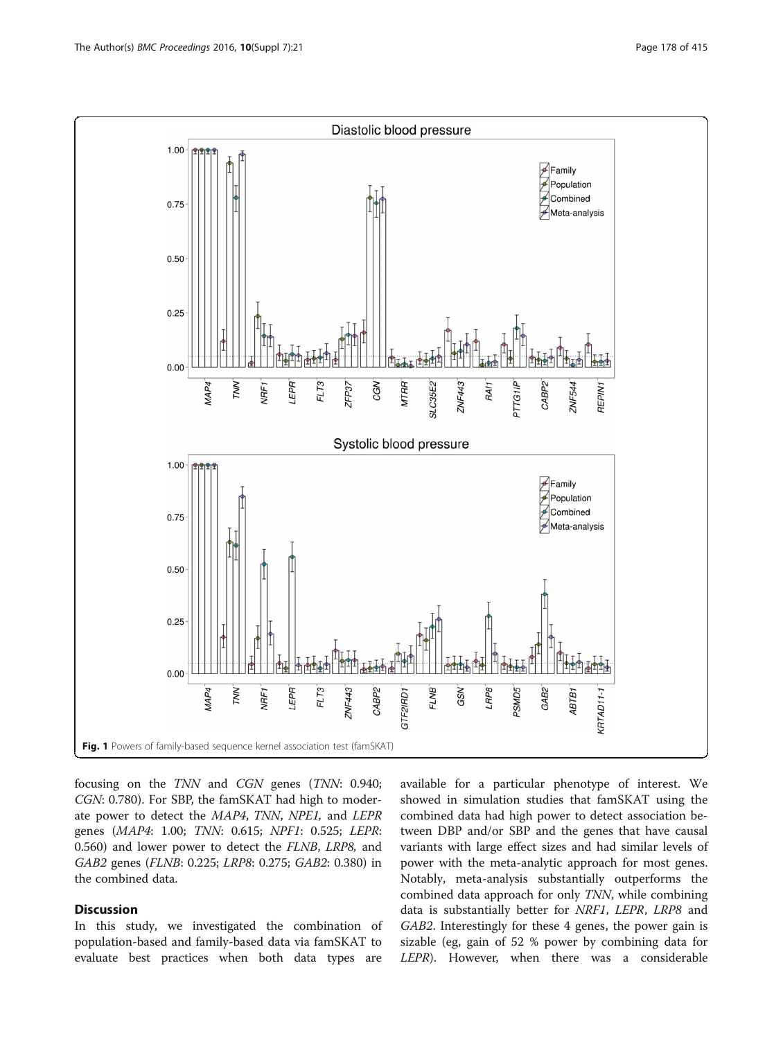Fig. 1 Powers of family-based sequence kernel association test (famSKAT)

focusing on the *TNN* and *CGN* genes (*TNN*: 0.940; *CGN*: 0.780). For SBP, the famSKAT had high to moderate power to detect the *MAP4*, *TNN*, *NPE1,* and *LEPR* genes (*MAP4*: 1.00; *TNN*: 0.615; *NPF1*: 0.525; *LEPR*: 0.560) and lower power to detect the *FLNB*, *LRP8,* and *GAB2* genes (*FLNB*: 0.225; *LRP8*: 0.275; *GAB2*: 0.380) in the combined data.

## Discussion

In this study, we investigated the combination of population-based and family-based data via famSKAT to evaluate best practices when both data types are available for a particular phenotype of interest. We showed in simulation studies that famSKAT using the combined data had high power to detect association between DBP and/or SBP and the genes that have causal variants with large effect sizes and had similar levels of power with the meta-analytic approach for most genes. Notably, meta-analysis substantially outperforms the combined data approach for only *TNN*, while combining data is substantially better for *NRF1*, *LEPR*, *LRP8* and *GAB2*. Interestingly for these 4 genes, the power gain is sizable (eg, gain of 52 % power by combining data for *LEPR*). However, when there was a considerable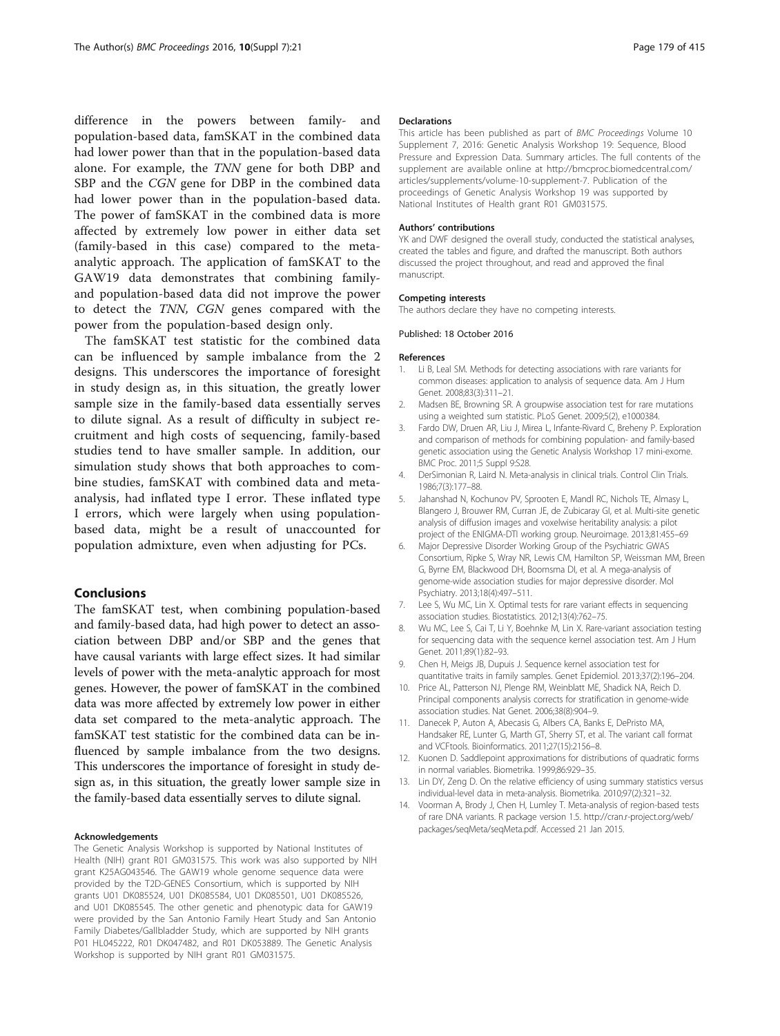difference in the powers between family- and population-based data, famSKAT in the combined data had lower power than that in the population-based data alone. For example, the *TNN* gene for both DBP and SBP and the *CGN* gene for DBP in the combined data had lower power than in the population-based data. The power of famSKAT in the combined data is more affected by extremely low power in either data set (family-based in this case) compared to the meta-analytic approach. The application of famSKAT to the GAW19 data demonstrates that combining family- and population-based data did not improve the power to detect the *TNN, CGN* genes compared with the power from the population-based design only.

The famSKAT test statistic for the combined data can be influenced by sample imbalance from the 2 designs. This underscores the importance of foresight in study design as, in this situation, the greatly lower sample size in the family-based data essentially serves to dilute signal. As a result of difficulty in subject recruitment and high costs of sequencing, family-based studies tend to have smaller sample. In addition, our simulation study shows that both approaches to combine studies, famSKAT with combined data and meta-analysis, had inflated type I error. These inflated type I errors, which were largely when using population-based data, might be a result of unaccounted for population admixture, even when adjusting for PCs.

## Conclusions

The famSKAT test, when combining population-based and family-based data, had high power to detect an association between DBP and/or SBP and the genes that have causal variants with large effect sizes. It had similar levels of power with the meta-analytic approach for most genes. However, the power of famSKAT in the combined data was more affected by extremely low power in either data set compared to the meta-analytic approach. The famSKAT test statistic for the combined data can be influenced by sample imbalance from the two designs. This underscores the importance of foresight in study design as, in this situation, the greatly lower sample size in the family-based data essentially serves to dilute signal.

#### Acknowledgements

The Genetic Analysis Workshop is supported by National Institutes of Health (NIH) grant R01 GM031575. This work was also supported by NIH grant K25AG043546. The GAW19 whole genome sequence data were provided by the T2D-GENES Consortium, which is supported by NIH grants U01 DK085524, U01 DK085584, U01 DK085501, U01 DK085526, and U01 DK085545. The other genetic and phenotypic data for GAW19 were provided by the San Antonio Family Heart Study and San Antonio Family Diabetes/Gallbladder Study, which are supported by NIH grants P01 HL045222, R01 DK047482, and R01 DK053889. The Genetic Analysis Workshop is supported by NIH grant R01 GM031575.

#### Declarations

This article has been published as part of *BMC Proceedings* Volume 10 Supplement 7, 2016: Genetic Analysis Workshop 19: Sequence, Blood Pressure and Expression Data. Summary articles. The full contents of the supplement are available online at http://bmcproc.biomedcentral.com/articles/supplements/volume-10-supplement-7. Publication of the proceedings of Genetic Analysis Workshop 19 was supported by National Institutes of Health grant R01 GM031575.

#### Authors' contributions

YK and DWF designed the overall study, conducted the statistical analyses, created the tables and figure, and drafted the manuscript. Both authors discussed the project throughout, and read and approved the final manuscript.

#### Competing interests

The authors declare they have no competing interests.

Published: 18 October 2016

#### References

1. Li B, Leal SM. Methods for detecting associations with rare variants for common diseases: application to analysis of sequence data. Am J Hum Genet. 2008;83(3):311–21.
2. Madsen BE, Browning SR. A groupwise association test for rare mutations using a weighted sum statistic. PLoS Genet. 2009;5(2), e1000384.
3. Fardo DW, Druen AR, Liu J, Mirea L, Infante-Rivard C, Breheny P. Exploration and comparison of methods for combining population- and family-based genetic association using the Genetic Analysis Workshop 17 mini-exome. BMC Proc. 2011;5 Suppl 9:S28.
4. DerSimonian R, Laird N. Meta-analysis in clinical trials. Control Clin Trials. 1986;7(3):177–88.
5. Jahanshad N, Kochunov PV, Sprooten E, Mandl RC, Nichols TE, Almasy L, Blangero J, Brouwer RM, Curran JE, de Zubicaray GI, et al. Multi-site genetic analysis of diffusion images and voxelwise heritability analysis: a pilot project of the ENIGMA-DTI working group. Neuroimage. 2013;81:455–69
6. Major Depressive Disorder Working Group of the Psychiatric GWAS Consortium, Ripke S, Wray NR, Lewis CM, Hamilton SP, Weissman MM, Breen G, Byrne EM, Blackwood DH, Boomsma DI, et al. A mega-analysis of genome-wide association studies for major depressive disorder. Mol Psychiatry. 2013;18(4):497–511.
7. Lee S, Wu MC, Lin X. Optimal tests for rare variant effects in sequencing association studies. Biostatistics. 2012;13(4):762–75.
8. Wu MC, Lee S, Cai T, Li Y, Boehnke M, Lin X. Rare-variant association testing for sequencing data with the sequence kernel association test. Am J Hum Genet. 2011;89(1):82–93.
9. Chen H, Meigs JB, Dupuis J. Sequence kernel association test for quantitative traits in family samples. Genet Epidemiol. 2013;37(2):196–204.
10. Price AL, Patterson NJ, Plenge RM, Weinblatt ME, Shadick NA, Reich D. Principal components analysis corrects for stratification in genome-wide association studies. Nat Genet. 2006;38(8):904–9.
11. Danecek P, Auton A, Abecasis G, Albers CA, Banks E, DePristo MA, Handsaker RE, Lunter G, Marth GT, Sherry ST, et al. The variant call format and VCFtools. Bioinformatics. 2011;27(15):2156–8.
12. Kuonen D. Saddlepoint approximations for distributions of quadratic forms in normal variables. Biometrika. 1999;86:929–35.
13. Lin DY, Zeng D. On the relative efficiency of using summary statistics versus individual-level data in meta-analysis. Biometrika. 2010;97(2):321–32.
14. Voorman A, Brody J, Chen H, Lumley T. Meta-analysis of region-based tests of rare DNA variants. R package version 1.5. http://cran.r-project.org/web/packages/seqMeta/seqMeta.pdf. Accessed 21 Jan 2015.